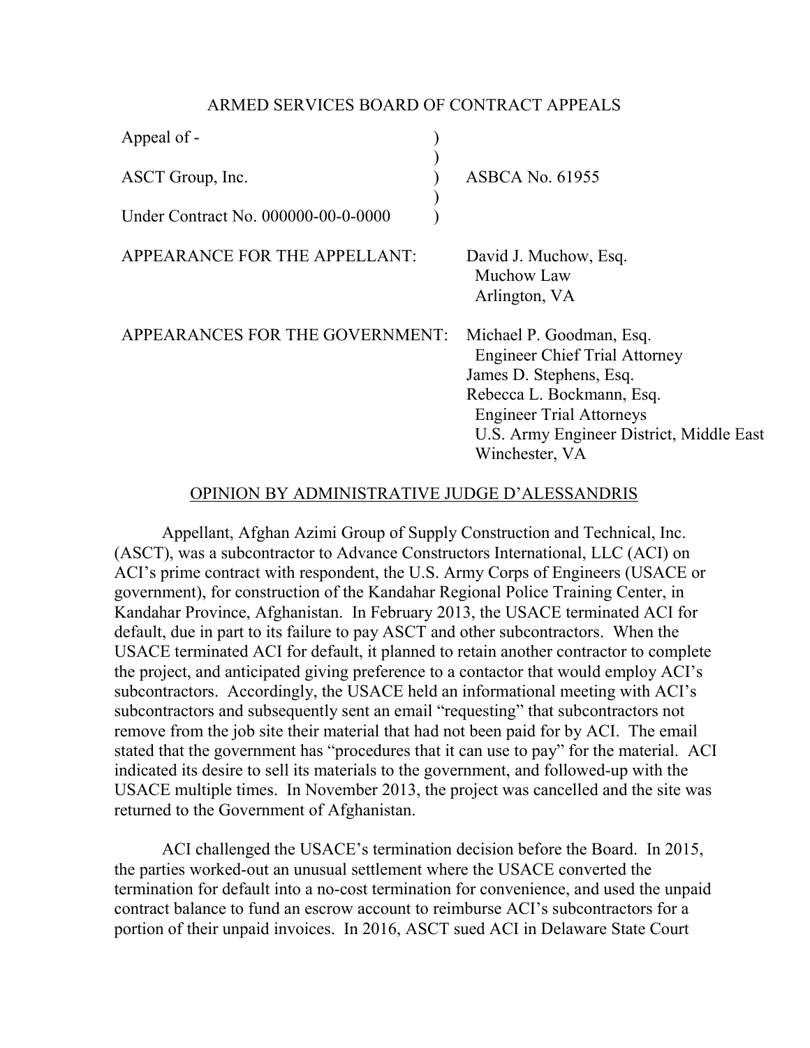ARMED SERVICES BOARD OF CONTRACT APPEALS

| | | |
|---|---|---|
| Appeal of - | ) | |
| | ) | |
| ASCT Group, Inc. | ) | ASBCA No. 61955 |
| | ) | |
| Under Contract No. 000000-00-0-0000 | ) | |

APPEARANCE FOR THE APPELLANT: David J. Muchow, Esq.
Muchow Law
Arlington, VA

APPEARANCES FOR THE GOVERNMENT: Michael P. Goodman, Esq.
Engineer Chief Trial Attorney
James D. Stephens, Esq.
Rebecca L. Bockmann, Esq.
Engineer Trial Attorneys
U.S. Army Engineer District, Middle East
Winchester, VA

OPINION BY ADMINISTRATIVE JUDGE D'ALESSANDRIS

Appellant, Afghan Azimi Group of Supply Construction and Technical, Inc. (ASCT), was a subcontractor to Advance Constructors International, LLC (ACI) on ACI's prime contract with respondent, the U.S. Army Corps of Engineers (USACE or government), for construction of the Kandahar Regional Police Training Center, in Kandahar Province, Afghanistan. In February 2013, the USACE terminated ACI for default, due in part to its failure to pay ASCT and other subcontractors. When the USACE terminated ACI for default, it planned to retain another contractor to complete the project, and anticipated giving preference to a contactor that would employ ACI's subcontractors. Accordingly, the USACE held an informational meeting with ACI's subcontractors and subsequently sent an email "requesting" that subcontractors not remove from the job site their material that had not been paid for by ACI. The email stated that the government has "procedures that it can use to pay" for the material. ACI indicated its desire to sell its materials to the government, and followed-up with the USACE multiple times. In November 2013, the project was cancelled and the site was returned to the Government of Afghanistan.

ACI challenged the USACE's termination decision before the Board. In 2015, the parties worked-out an unusual settlement where the USACE converted the termination for default into a no-cost termination for convenience, and used the unpaid contract balance to fund an escrow account to reimburse ACI's subcontractors for a portion of their unpaid invoices. In 2016, ASCT sued ACI in Delaware State Court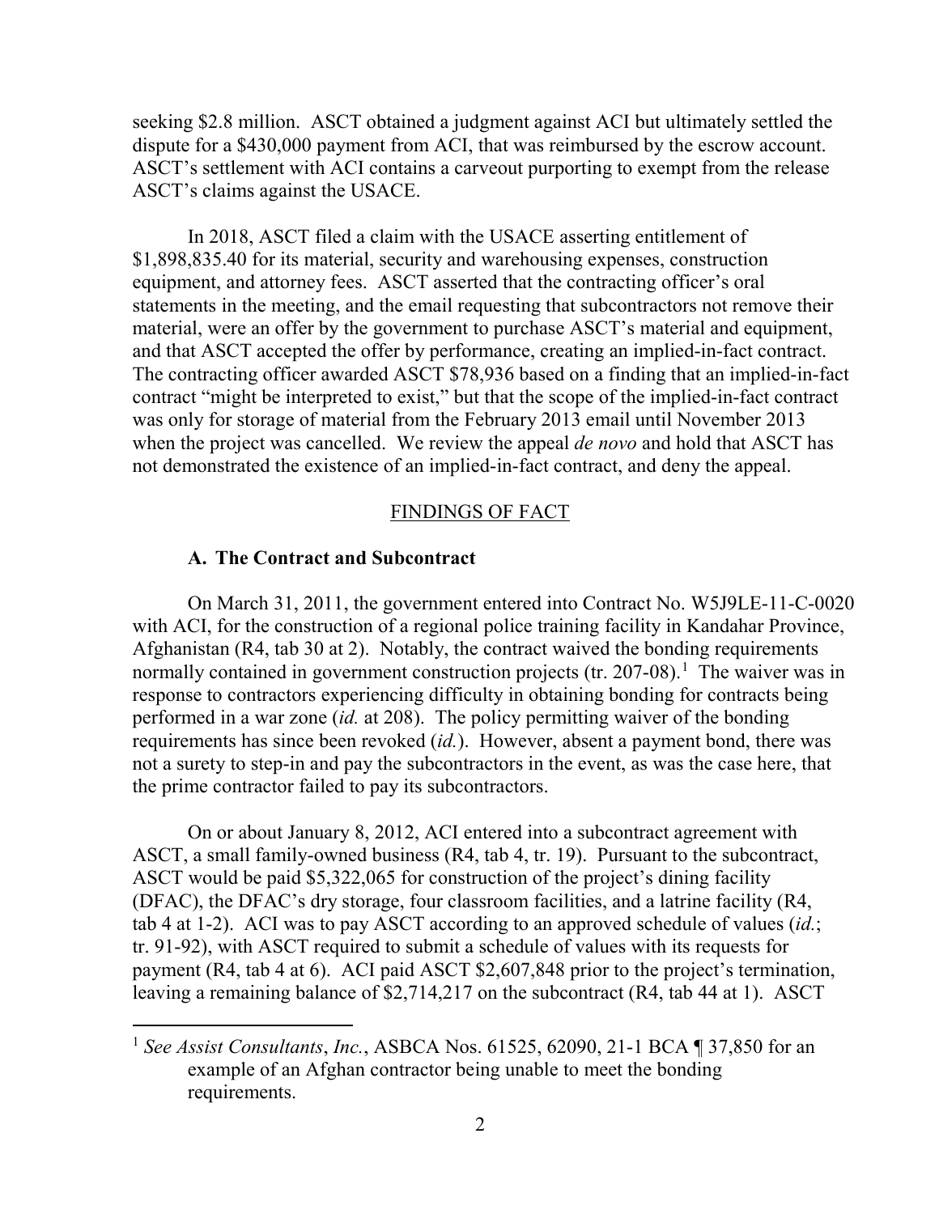seeking $2.8 million. ASCT obtained a judgment against ACI but ultimately settled the dispute for a $430,000 payment from ACI, that was reimbursed by the escrow account. ASCT's settlement with ACI contains a carveout purporting to exempt from the release ASCT's claims against the USACE.

In 2018, ASCT filed a claim with the USACE asserting entitlement of $1,898,835.40 for its material, security and warehousing expenses, construction equipment, and attorney fees. ASCT asserted that the contracting officer's oral statements in the meeting, and the email requesting that subcontractors not remove their material, were an offer by the government to purchase ASCT's material and equipment, and that ASCT accepted the offer by performance, creating an implied-in-fact contract. The contracting officer awarded ASCT $78,936 based on a finding that an implied-in-fact contract "might be interpreted to exist," but that the scope of the implied-in-fact contract was only for storage of material from the February 2013 email until November 2013 when the project was cancelled. We review the appeal *de novo* and hold that ASCT has not demonstrated the existence of an implied-in-fact contract, and deny the appeal.

## FINDINGS OF FACT

### A. The Contract and Subcontract

On March 31, 2011, the government entered into Contract No. W5J9LE-11-C-0020 with ACI, for the construction of a regional police training facility in Kandahar Province, Afghanistan (R4, tab 30 at 2). Notably, the contract waived the bonding requirements normally contained in government construction projects (tr. 207-08).[1] The waiver was in response to contractors experiencing difficulty in obtaining bonding for contracts being performed in a war zone (*id.* at 208). The policy permitting waiver of the bonding requirements has since been revoked (*id.*). However, absent a payment bond, there was not a surety to step-in and pay the subcontractors in the event, as was the case here, that the prime contractor failed to pay its subcontractors.

On or about January 8, 2012, ACI entered into a subcontract agreement with ASCT, a small family-owned business (R4, tab 4, tr. 19). Pursuant to the subcontract, ASCT would be paid $5,322,065 for construction of the project's dining facility (DFAC), the DFAC's dry storage, four classroom facilities, and a latrine facility (R4, tab 4 at 1-2). ACI was to pay ASCT according to an approved schedule of values (*id.*; tr. 91-92), with ASCT required to submit a schedule of values with its requests for payment (R4, tab 4 at 6). ACI paid ASCT $2,607,848 prior to the project's termination, leaving a remaining balance of $2,714,217 on the subcontract (R4, tab 44 at 1). ASCT

[1] *See Assist Consultants*, *Inc.*, ASBCA Nos. 61525, 62090, 21-1 BCA ¶ 37,850 for an example of an Afghan contractor being unable to meet the bonding requirements.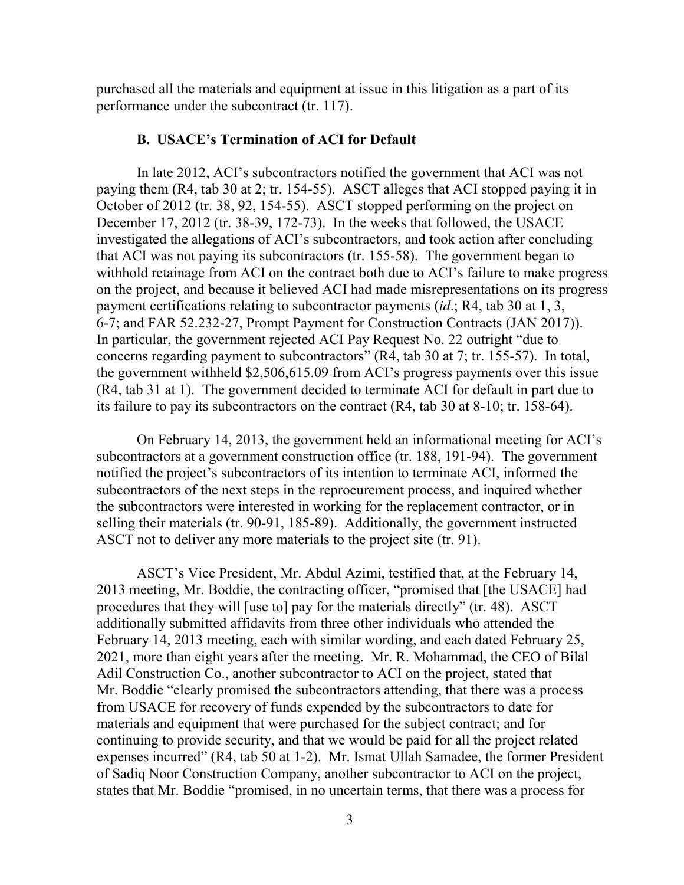purchased all the materials and equipment at issue in this litigation as a part of its performance under the subcontract (tr. 117).

### B. USACE's Termination of ACI for Default

In late 2012, ACI's subcontractors notified the government that ACI was not paying them (R4, tab 30 at 2; tr. 154-55). ASCT alleges that ACI stopped paying it in October of 2012 (tr. 38, 92, 154-55). ASCT stopped performing on the project on December 17, 2012 (tr. 38-39, 172-73). In the weeks that followed, the USACE investigated the allegations of ACI's subcontractors, and took action after concluding that ACI was not paying its subcontractors (tr. 155-58). The government began to withhold retainage from ACI on the contract both due to ACI's failure to make progress on the project, and because it believed ACI had made misrepresentations on its progress payment certifications relating to subcontractor payments (*id*.; R4, tab 30 at 1, 3, 6-7; and FAR 52.232-27, Prompt Payment for Construction Contracts (JAN 2017)). In particular, the government rejected ACI Pay Request No. 22 outright "due to concerns regarding payment to subcontractors" (R4, tab 30 at 7; tr. 155-57). In total, the government withheld $2,506,615.09 from ACI's progress payments over this issue (R4, tab 31 at 1). The government decided to terminate ACI for default in part due to its failure to pay its subcontractors on the contract (R4, tab 30 at 8-10; tr. 158-64).

On February 14, 2013, the government held an informational meeting for ACI's subcontractors at a government construction office (tr. 188, 191-94). The government notified the project's subcontractors of its intention to terminate ACI, informed the subcontractors of the next steps in the reprocurement process, and inquired whether the subcontractors were interested in working for the replacement contractor, or in selling their materials (tr. 90-91, 185-89). Additionally, the government instructed ASCT not to deliver any more materials to the project site (tr. 91).

ASCT's Vice President, Mr. Abdul Azimi, testified that, at the February 14, 2013 meeting, Mr. Boddie, the contracting officer, "promised that [the USACE] had procedures that they will [use to] pay for the materials directly" (tr. 48). ASCT additionally submitted affidavits from three other individuals who attended the February 14, 2013 meeting, each with similar wording, and each dated February 25, 2021, more than eight years after the meeting. Mr. R. Mohammad, the CEO of Bilal Adil Construction Co., another subcontractor to ACI on the project, stated that Mr. Boddie "clearly promised the subcontractors attending, that there was a process from USACE for recovery of funds expended by the subcontractors to date for materials and equipment that were purchased for the subject contract; and for continuing to provide security, and that we would be paid for all the project related expenses incurred" (R4, tab 50 at 1-2). Mr. Ismat Ullah Samadee, the former President of Sadiq Noor Construction Company, another subcontractor to ACI on the project, states that Mr. Boddie "promised, in no uncertain terms, that there was a process for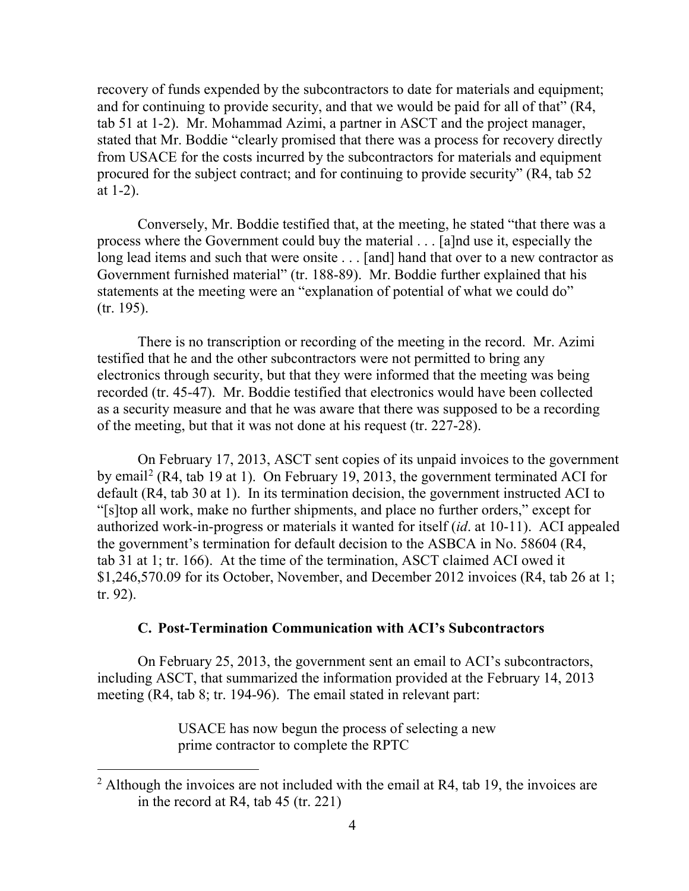recovery of funds expended by the subcontractors to date for materials and equipment; and for continuing to provide security, and that we would be paid for all of that" (R4, tab 51 at 1-2). Mr. Mohammad Azimi, a partner in ASCT and the project manager, stated that Mr. Boddie "clearly promised that there was a process for recovery directly from USACE for the costs incurred by the subcontractors for materials and equipment procured for the subject contract; and for continuing to provide security" (R4, tab 52 at 1-2).

Conversely, Mr. Boddie testified that, at the meeting, he stated "that there was a process where the Government could buy the material . . . [a]nd use it, especially the long lead items and such that were onsite . . . [and] hand that over to a new contractor as Government furnished material" (tr. 188-89). Mr. Boddie further explained that his statements at the meeting were an "explanation of potential of what we could do" (tr. 195).

There is no transcription or recording of the meeting in the record. Mr. Azimi testified that he and the other subcontractors were not permitted to bring any electronics through security, but that they were informed that the meeting was being recorded (tr. 45-47). Mr. Boddie testified that electronics would have been collected as a security measure and that he was aware that there was supposed to be a recording of the meeting, but that it was not done at his request (tr. 227-28).

On February 17, 2013, ASCT sent copies of its unpaid invoices to the government by email[2] (R4, tab 19 at 1). On February 19, 2013, the government terminated ACI for default (R4, tab 30 at 1). In its termination decision, the government instructed ACI to "[s]top all work, make no further shipments, and place no further orders," except for authorized work-in-progress or materials it wanted for itself (*id*. at 10-11). ACI appealed the government's termination for default decision to the ASBCA in No. 58604 (R4, tab 31 at 1; tr. 166). At the time of the termination, ASCT claimed ACI owed it $1,246,570.09 for its October, November, and December 2012 invoices (R4, tab 26 at 1; tr. 92).

### C. Post-Termination Communication with ACI's Subcontractors

On February 25, 2013, the government sent an email to ACI's subcontractors, including ASCT, that summarized the information provided at the February 14, 2013 meeting (R4, tab 8; tr. 194-96). The email stated in relevant part:

> USACE has now begun the process of selecting a new prime contractor to complete the RPTC

---

[2] Although the invoices are not included with the email at R4, tab 19, the invoices are in the record at R4, tab 45 (tr. 221)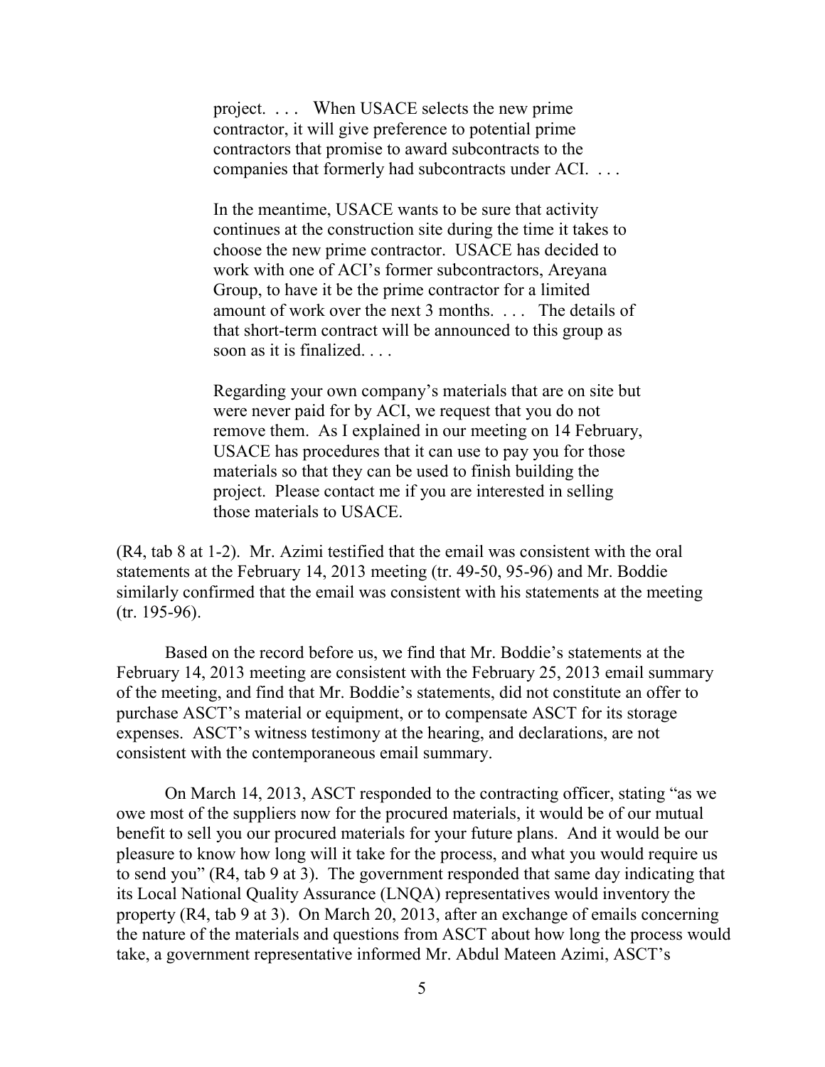> project. . . . When USACE selects the new prime contractor, it will give preference to potential prime contractors that promise to award subcontracts to the companies that formerly had subcontracts under ACI. . . .
>
> In the meantime, USACE wants to be sure that activity continues at the construction site during the time it takes to choose the new prime contractor. USACE has decided to work with one of ACI's former subcontractors, Areyana Group, to have it be the prime contractor for a limited amount of work over the next 3 months. . . . The details of that short-term contract will be announced to this group as soon as it is finalized. . . .
>
> Regarding your own company's materials that are on site but were never paid for by ACI, we request that you do not remove them. As I explained in our meeting on 14 February, USACE has procedures that it can use to pay you for those materials so that they can be used to finish building the project. Please contact me if you are interested in selling those materials to USACE.

(R4, tab 8 at 1-2). Mr. Azimi testified that the email was consistent with the oral statements at the February 14, 2013 meeting (tr. 49-50, 95-96) and Mr. Boddie similarly confirmed that the email was consistent with his statements at the meeting (tr. 195-96).

Based on the record before us, we find that Mr. Boddie's statements at the February 14, 2013 meeting are consistent with the February 25, 2013 email summary of the meeting, and find that Mr. Boddie's statements, did not constitute an offer to purchase ASCT's material or equipment, or to compensate ASCT for its storage expenses. ASCT's witness testimony at the hearing, and declarations, are not consistent with the contemporaneous email summary.

On March 14, 2013, ASCT responded to the contracting officer, stating "as we owe most of the suppliers now for the procured materials, it would be of our mutual benefit to sell you our procured materials for your future plans. And it would be our pleasure to know how long will it take for the process, and what you would require us to send you" (R4, tab 9 at 3). The government responded that same day indicating that its Local National Quality Assurance (LNQA) representatives would inventory the property (R4, tab 9 at 3). On March 20, 2013, after an exchange of emails concerning the nature of the materials and questions from ASCT about how long the process would take, a government representative informed Mr. Abdul Mateen Azimi, ASCT's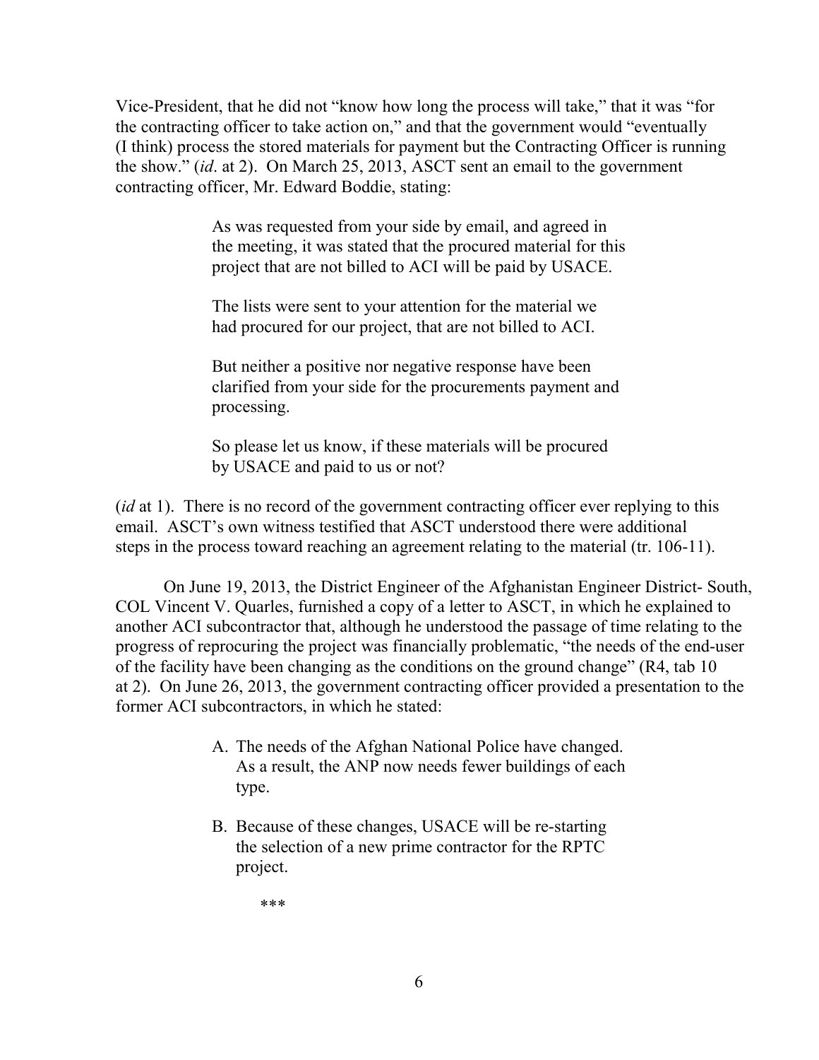Vice-President, that he did not "know how long the process will take," that it was "for the contracting officer to take action on," and that the government would "eventually (I think) process the stored materials for payment but the Contracting Officer is running the show." (*id*. at 2). On March 25, 2013, ASCT sent an email to the government contracting officer, Mr. Edward Boddie, stating:

> As was requested from your side by email, and agreed in the meeting, it was stated that the procured material for this project that are not billed to ACI will be paid by USACE.
>
> The lists were sent to your attention for the material we had procured for our project, that are not billed to ACI.
>
> But neither a positive nor negative response have been clarified from your side for the procurements payment and processing.
>
> So please let us know, if these materials will be procured by USACE and paid to us or not?

(*id* at 1). There is no record of the government contracting officer ever replying to this email. ASCT's own witness testified that ASCT understood there were additional steps in the process toward reaching an agreement relating to the material (tr. 106-11).

On June 19, 2013, the District Engineer of the Afghanistan Engineer District- South, COL Vincent V. Quarles, furnished a copy of a letter to ASCT, in which he explained to another ACI subcontractor that, although he understood the passage of time relating to the progress of reprocuring the project was financially problematic, "the needs of the end-user of the facility have been changing as the conditions on the ground change" (R4, tab 10 at 2). On June 26, 2013, the government contracting officer provided a presentation to the former ACI subcontractors, in which he stated:

> A. The needs of the Afghan National Police have changed. As a result, the ANP now needs fewer buildings of each type.
>
> B. Because of these changes, USACE will be re-starting the selection of a new prime contractor for the RPTC project.
>
> ***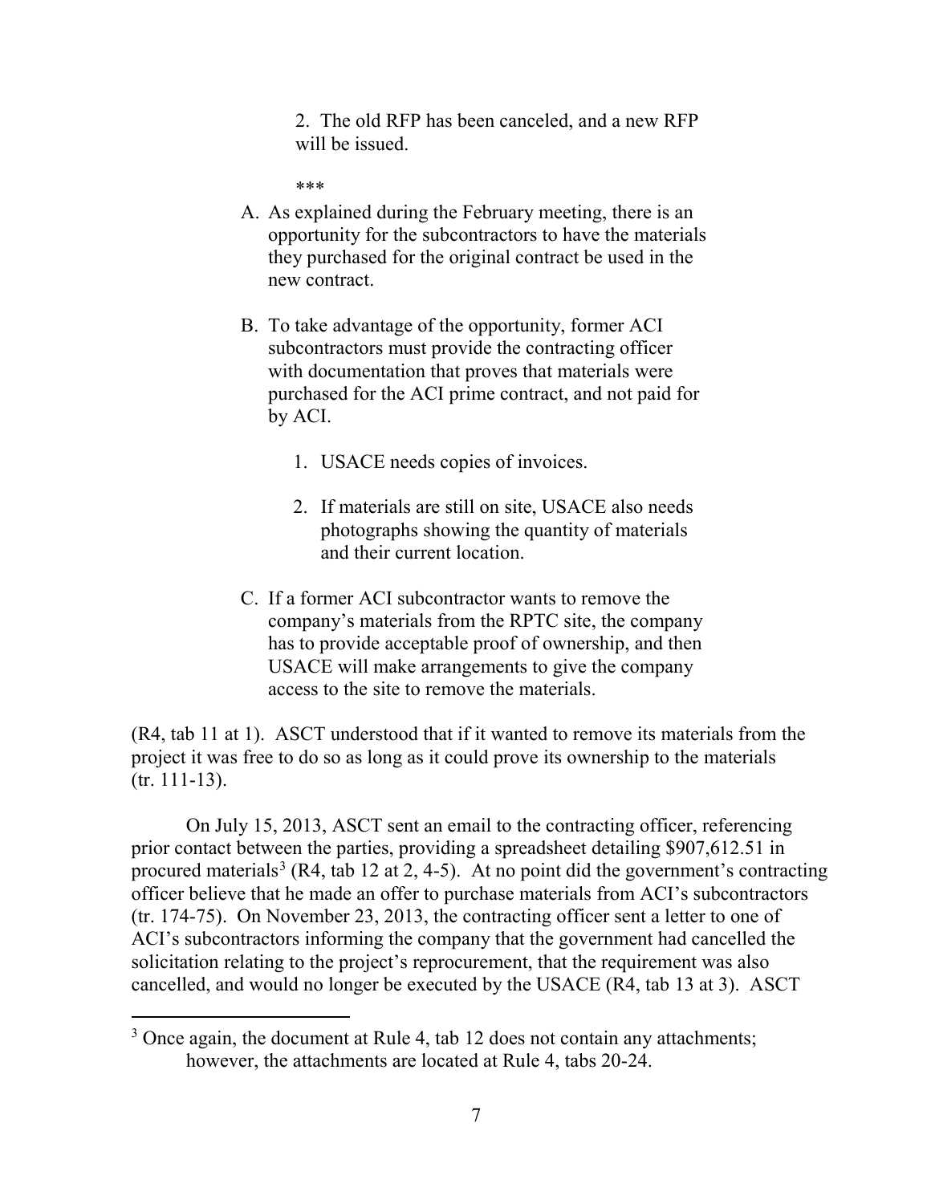> 2. The old RFP has been canceled, and a new RFP will be issued.
>
> ***
>
> A. As explained during the February meeting, there is an opportunity for the subcontractors to have the materials they purchased for the original contract be used in the new contract.
>
> B. To take advantage of the opportunity, former ACI subcontractors must provide the contracting officer with documentation that proves that materials were purchased for the ACI prime contract, and not paid for by ACI.
>
> 1. USACE needs copies of invoices.
>
> 2. If materials are still on site, USACE also needs photographs showing the quantity of materials and their current location.
>
> C. If a former ACI subcontractor wants to remove the company's materials from the RPTC site, the company has to provide acceptable proof of ownership, and then USACE will make arrangements to give the company access to the site to remove the materials.

(R4, tab 11 at 1). ASCT understood that if it wanted to remove its materials from the project it was free to do so as long as it could prove its ownership to the materials (tr. 111-13).

On July 15, 2013, ASCT sent an email to the contracting officer, referencing prior contact between the parties, providing a spreadsheet detailing $907,612.51 in procured materials[3] (R4, tab 12 at 2, 4-5). At no point did the government's contracting officer believe that he made an offer to purchase materials from ACI's subcontractors (tr. 174-75). On November 23, 2013, the contracting officer sent a letter to one of ACI's subcontractors informing the company that the government had cancelled the solicitation relating to the project's reprocurement, that the requirement was also cancelled, and would no longer be executed by the USACE (R4, tab 13 at 3). ASCT

[3] Once again, the document at Rule 4, tab 12 does not contain any attachments; however, the attachments are located at Rule 4, tabs 20-24.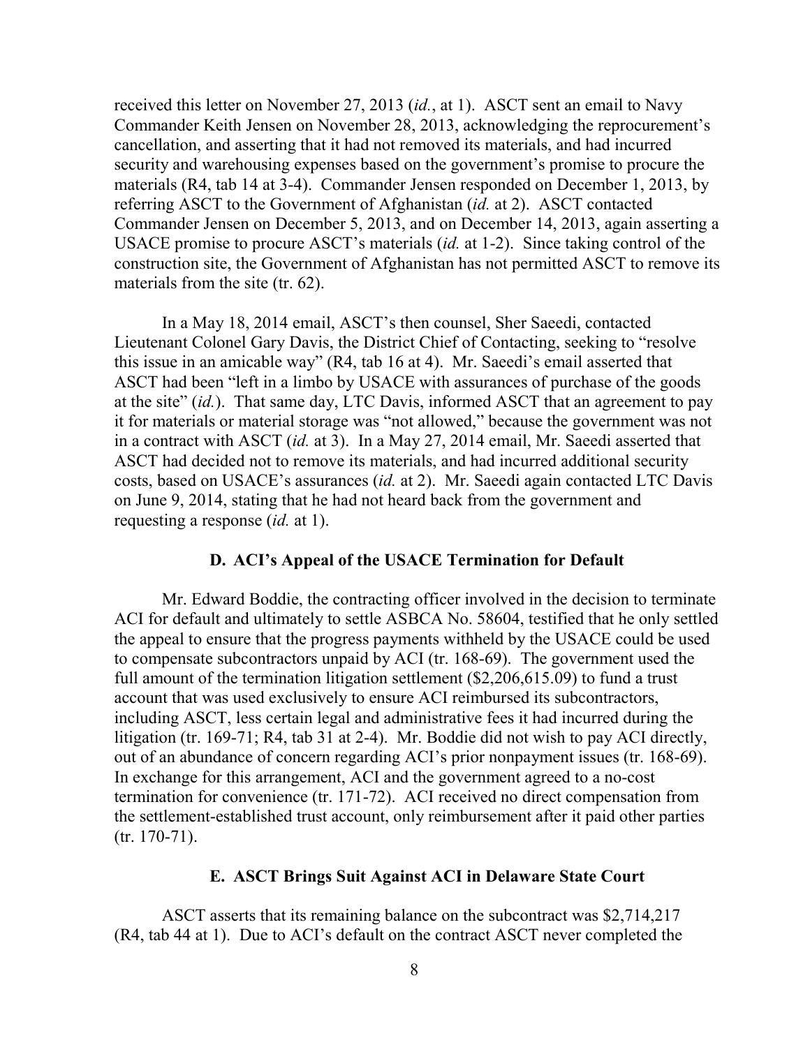received this letter on November 27, 2013 (*id.*, at 1). ASCT sent an email to Navy Commander Keith Jensen on November 28, 2013, acknowledging the reprocurement's cancellation, and asserting that it had not removed its materials, and had incurred security and warehousing expenses based on the government's promise to procure the materials (R4, tab 14 at 3-4). Commander Jensen responded on December 1, 2013, by referring ASCT to the Government of Afghanistan (*id.* at 2). ASCT contacted Commander Jensen on December 5, 2013, and on December 14, 2013, again asserting a USACE promise to procure ASCT's materials (*id.* at 1-2). Since taking control of the construction site, the Government of Afghanistan has not permitted ASCT to remove its materials from the site (tr. 62).

In a May 18, 2014 email, ASCT's then counsel, Sher Saeedi, contacted Lieutenant Colonel Gary Davis, the District Chief of Contacting, seeking to "resolve this issue in an amicable way" (R4, tab 16 at 4). Mr. Saeedi's email asserted that ASCT had been "left in a limbo by USACE with assurances of purchase of the goods at the site" (*id.*). That same day, LTC Davis, informed ASCT that an agreement to pay it for materials or material storage was "not allowed," because the government was not in a contract with ASCT (*id.* at 3). In a May 27, 2014 email, Mr. Saeedi asserted that ASCT had decided not to remove its materials, and had incurred additional security costs, based on USACE's assurances (*id.* at 2). Mr. Saeedi again contacted LTC Davis on June 9, 2014, stating that he had not heard back from the government and requesting a response (*id.* at 1).

### D. ACI's Appeal of the USACE Termination for Default

Mr. Edward Boddie, the contracting officer involved in the decision to terminate ACI for default and ultimately to settle ASBCA No. 58604, testified that he only settled the appeal to ensure that the progress payments withheld by the USACE could be used to compensate subcontractors unpaid by ACI (tr. 168-69). The government used the full amount of the termination litigation settlement ($2,206,615.09) to fund a trust account that was used exclusively to ensure ACI reimbursed its subcontractors, including ASCT, less certain legal and administrative fees it had incurred during the litigation (tr. 169-71; R4, tab 31 at 2-4). Mr. Boddie did not wish to pay ACI directly, out of an abundance of concern regarding ACI's prior nonpayment issues (tr. 168-69). In exchange for this arrangement, ACI and the government agreed to a no-cost termination for convenience (tr. 171-72). ACI received no direct compensation from the settlement-established trust account, only reimbursement after it paid other parties (tr. 170-71).

### E. ASCT Brings Suit Against ACI in Delaware State Court

ASCT asserts that its remaining balance on the subcontract was $2,714,217 (R4, tab 44 at 1). Due to ACI's default on the contract ASCT never completed the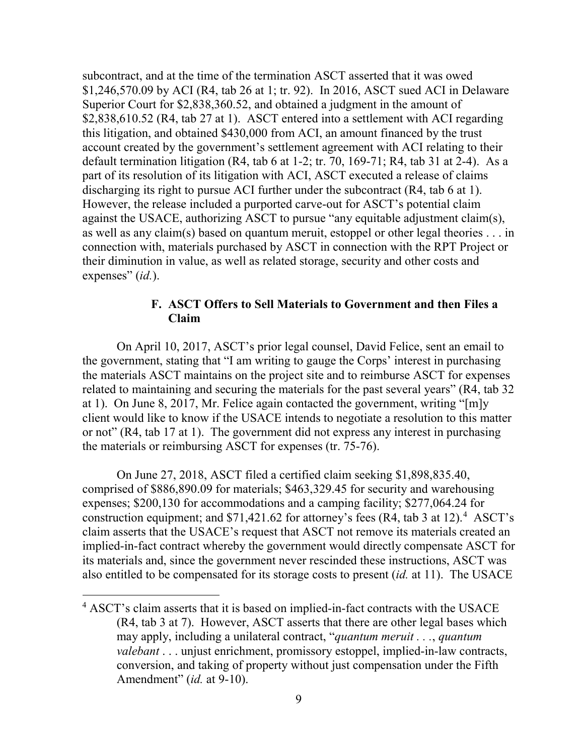subcontract, and at the time of the termination ASCT asserted that it was owed $1,246,570.09 by ACI (R4, tab 26 at 1; tr. 92). In 2016, ASCT sued ACI in Delaware Superior Court for $2,838,360.52, and obtained a judgment in the amount of $2,838,610.52 (R4, tab 27 at 1). ASCT entered into a settlement with ACI regarding this litigation, and obtained $430,000 from ACI, an amount financed by the trust account created by the government's settlement agreement with ACI relating to their default termination litigation (R4, tab 6 at 1-2; tr. 70, 169-71; R4, tab 31 at 2-4). As a part of its resolution of its litigation with ACI, ASCT executed a release of claims discharging its right to pursue ACI further under the subcontract (R4, tab 6 at 1). However, the release included a purported carve-out for ASCT's potential claim against the USACE, authorizing ASCT to pursue "any equitable adjustment claim(s), as well as any claim(s) based on quantum meruit, estoppel or other legal theories . . . in connection with, materials purchased by ASCT in connection with the RPT Project or their diminution in value, as well as related storage, security and other costs and expenses" (*id.*).

### F. ASCT Offers to Sell Materials to Government and then Files a Claim

On April 10, 2017, ASCT's prior legal counsel, David Felice, sent an email to the government, stating that "I am writing to gauge the Corps' interest in purchasing the materials ASCT maintains on the project site and to reimburse ASCT for expenses related to maintaining and securing the materials for the past several years" (R4, tab 32 at 1). On June 8, 2017, Mr. Felice again contacted the government, writing "[m]y client would like to know if the USACE intends to negotiate a resolution to this matter or not" (R4, tab 17 at 1). The government did not express any interest in purchasing the materials or reimbursing ASCT for expenses (tr. 75-76).

On June 27, 2018, ASCT filed a certified claim seeking $1,898,835.40, comprised of $886,890.09 for materials; $463,329.45 for security and warehousing expenses; $200,130 for accommodations and a camping facility; $277,064.24 for construction equipment; and $71,421.62 for attorney's fees (R4, tab 3 at 12).[4] ASCT's claim asserts that the USACE's request that ASCT not remove its materials created an implied-in-fact contract whereby the government would directly compensate ASCT for its materials and, since the government never rescinded these instructions, ASCT was also entitled to be compensated for its storage costs to present (*id.* at 11). The USACE

---

[4] ASCT's claim asserts that it is based on implied-in-fact contracts with the USACE (R4, tab 3 at 7). However, ASCT asserts that there are other legal bases which may apply, including a unilateral contract, "*quantum meruit* . . ., *quantum valebant* . . . unjust enrichment, promissory estoppel, implied-in-law contracts, conversion, and taking of property without just compensation under the Fifth Amendment" (*id.* at 9-10).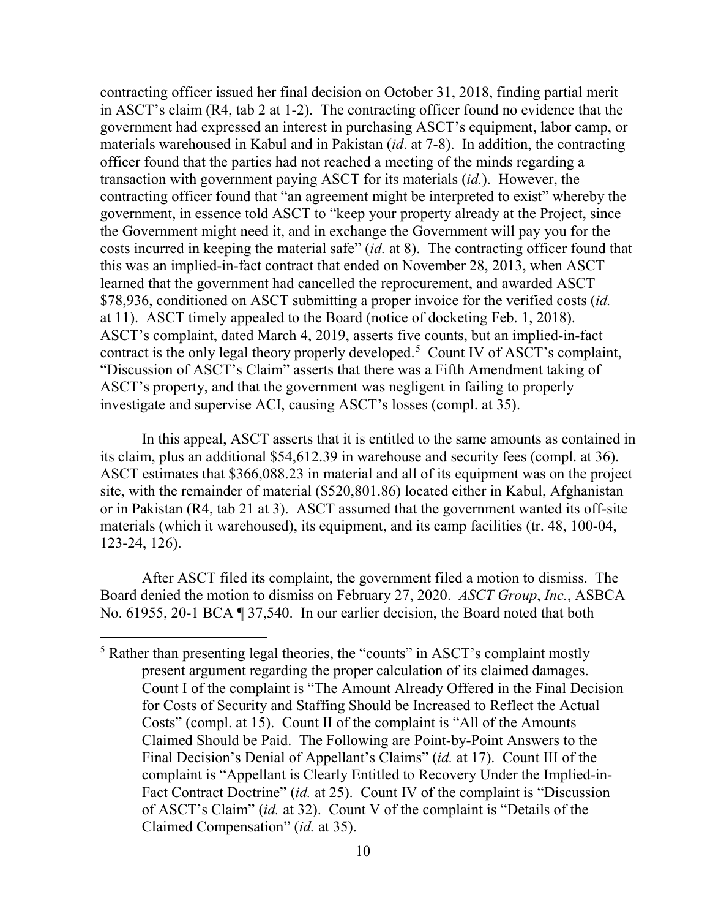contracting officer issued her final decision on October 31, 2018, finding partial merit in ASCT's claim (R4, tab 2 at 1-2). The contracting officer found no evidence that the government had expressed an interest in purchasing ASCT's equipment, labor camp, or materials warehoused in Kabul and in Pakistan (*id*. at 7-8). In addition, the contracting officer found that the parties had not reached a meeting of the minds regarding a transaction with government paying ASCT for its materials (*id.*). However, the contracting officer found that "an agreement might be interpreted to exist" whereby the government, in essence told ASCT to "keep your property already at the Project, since the Government might need it, and in exchange the Government will pay you for the costs incurred in keeping the material safe" (*id.* at 8). The contracting officer found that this was an implied-in-fact contract that ended on November 28, 2013, when ASCT learned that the government had cancelled the reprocurement, and awarded ASCT $78,936, conditioned on ASCT submitting a proper invoice for the verified costs (*id.* at 11). ASCT timely appealed to the Board (notice of docketing Feb. 1, 2018). ASCT's complaint, dated March 4, 2019, asserts five counts, but an implied-in-fact contract is the only legal theory properly developed.[5] Count IV of ASCT's complaint, "Discussion of ASCT's Claim" asserts that there was a Fifth Amendment taking of ASCT's property, and that the government was negligent in failing to properly investigate and supervise ACI, causing ASCT's losses (compl. at 35).

In this appeal, ASCT asserts that it is entitled to the same amounts as contained in its claim, plus an additional $54,612.39 in warehouse and security fees (compl. at 36). ASCT estimates that $366,088.23 in material and all of its equipment was on the project site, with the remainder of material ($520,801.86) located either in Kabul, Afghanistan or in Pakistan (R4, tab 21 at 3). ASCT assumed that the government wanted its off-site materials (which it warehoused), its equipment, and its camp facilities (tr. 48, 100-04, 123-24, 126).

After ASCT filed its complaint, the government filed a motion to dismiss. The Board denied the motion to dismiss on February 27, 2020. *ASCT Group*, *Inc.*, ASBCA No. 61955, 20-1 BCA ¶ 37,540. In our earlier decision, the Board noted that both

---

[5] Rather than presenting legal theories, the "counts" in ASCT's complaint mostly present argument regarding the proper calculation of its claimed damages. Count I of the complaint is "The Amount Already Offered in the Final Decision for Costs of Security and Staffing Should be Increased to Reflect the Actual Costs" (compl. at 15). Count II of the complaint is "All of the Amounts Claimed Should be Paid. The Following are Point-by-Point Answers to the Final Decision's Denial of Appellant's Claims" (*id.* at 17). Count III of the complaint is "Appellant is Clearly Entitled to Recovery Under the Implied-in-Fact Contract Doctrine" (*id.* at 25). Count IV of the complaint is "Discussion of ASCT's Claim" (*id.* at 32). Count V of the complaint is "Details of the Claimed Compensation" (*id.* at 35).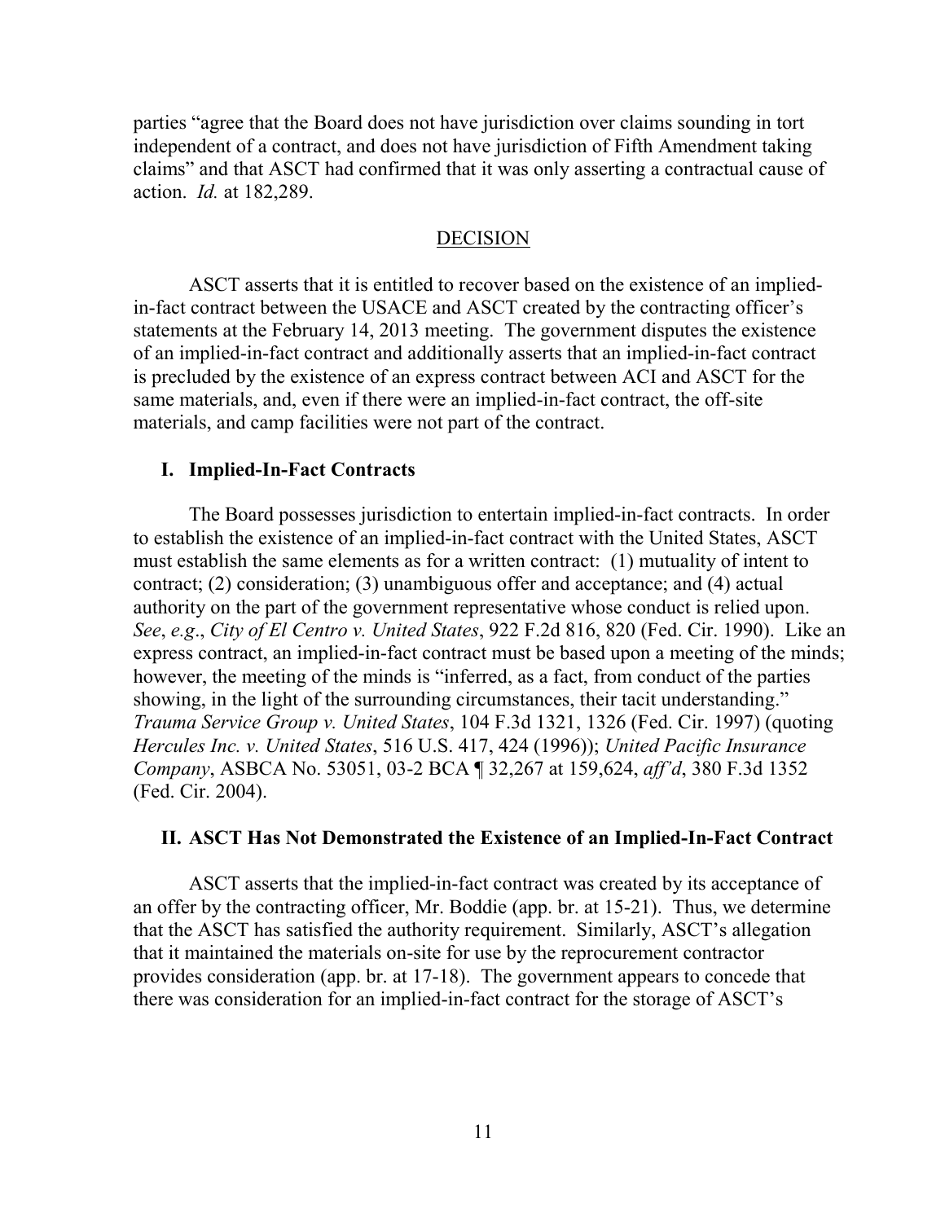parties "agree that the Board does not have jurisdiction over claims sounding in tort independent of a contract, and does not have jurisdiction of Fifth Amendment taking claims" and that ASCT had confirmed that it was only asserting a contractual cause of action. *Id.* at 182,289.

## DECISION

ASCT asserts that it is entitled to recover based on the existence of an implied-in-fact contract between the USACE and ASCT created by the contracting officer's statements at the February 14, 2013 meeting. The government disputes the existence of an implied-in-fact contract and additionally asserts that an implied-in-fact contract is precluded by the existence of an express contract between ACI and ASCT for the same materials, and, even if there were an implied-in-fact contract, the off-site materials, and camp facilities were not part of the contract.

### I. Implied-In-Fact Contracts

The Board possesses jurisdiction to entertain implied-in-fact contracts. In order to establish the existence of an implied-in-fact contract with the United States, ASCT must establish the same elements as for a written contract: (1) mutuality of intent to contract; (2) consideration; (3) unambiguous offer and acceptance; and (4) actual authority on the part of the government representative whose conduct is relied upon. *See*, *e.g*., *City of El Centro v. United States*, 922 F.2d 816, 820 (Fed. Cir. 1990). Like an express contract, an implied-in-fact contract must be based upon a meeting of the minds; however, the meeting of the minds is "inferred, as a fact, from conduct of the parties showing, in the light of the surrounding circumstances, their tacit understanding." *Trauma Service Group v. United States*, 104 F.3d 1321, 1326 (Fed. Cir. 1997) (quoting *Hercules Inc. v. United States*, 516 U.S. 417, 424 (1996)); *United Pacific Insurance Company*, ASBCA No. 53051, 03-2 BCA ¶ 32,267 at 159,624, *aff'd*, 380 F.3d 1352 (Fed. Cir. 2004).

### II. ASCT Has Not Demonstrated the Existence of an Implied-In-Fact Contract

ASCT asserts that the implied-in-fact contract was created by its acceptance of an offer by the contracting officer, Mr. Boddie (app. br. at 15-21). Thus, we determine that the ASCT has satisfied the authority requirement. Similarly, ASCT's allegation that it maintained the materials on-site for use by the reprocurement contractor provides consideration (app. br. at 17-18). The government appears to concede that there was consideration for an implied-in-fact contract for the storage of ASCT's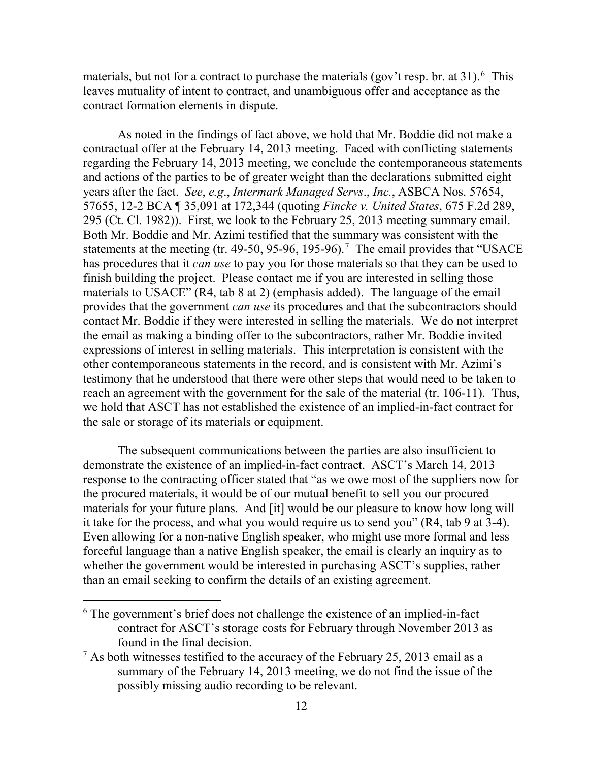materials, but not for a contract to purchase the materials (gov't resp. br. at 31).[6] This leaves mutuality of intent to contract, and unambiguous offer and acceptance as the contract formation elements in dispute.

As noted in the findings of fact above, we hold that Mr. Boddie did not make a contractual offer at the February 14, 2013 meeting. Faced with conflicting statements regarding the February 14, 2013 meeting, we conclude the contemporaneous statements and actions of the parties to be of greater weight than the declarations submitted eight years after the fact. *See*, *e.g*., *Intermark Managed Servs*., *Inc.*, ASBCA Nos. 57654, 57655, 12-2 BCA ¶ 35,091 at 172,344 (quoting *Fincke v. United States*, 675 F.2d 289, 295 (Ct. Cl. 1982)). First, we look to the February 25, 2013 meeting summary email. Both Mr. Boddie and Mr. Azimi testified that the summary was consistent with the statements at the meeting (tr. 49-50, 95-96, 195-96).[7] The email provides that "USACE has procedures that it *can use* to pay you for those materials so that they can be used to finish building the project. Please contact me if you are interested in selling those materials to USACE" (R4, tab 8 at 2) (emphasis added). The language of the email provides that the government *can use* its procedures and that the subcontractors should contact Mr. Boddie if they were interested in selling the materials. We do not interpret the email as making a binding offer to the subcontractors, rather Mr. Boddie invited expressions of interest in selling materials. This interpretation is consistent with the other contemporaneous statements in the record, and is consistent with Mr. Azimi's testimony that he understood that there were other steps that would need to be taken to reach an agreement with the government for the sale of the material (tr. 106-11). Thus, we hold that ASCT has not established the existence of an implied-in-fact contract for the sale or storage of its materials or equipment.

The subsequent communications between the parties are also insufficient to demonstrate the existence of an implied-in-fact contract. ASCT's March 14, 2013 response to the contracting officer stated that "as we owe most of the suppliers now for the procured materials, it would be of our mutual benefit to sell you our procured materials for your future plans. And [it] would be our pleasure to know how long will it take for the process, and what you would require us to send you" (R4, tab 9 at 3-4). Even allowing for a non-native English speaker, who might use more formal and less forceful language than a native English speaker, the email is clearly an inquiry as to whether the government would be interested in purchasing ASCT's supplies, rather than an email seeking to confirm the details of an existing agreement.

---

[6] The government's brief does not challenge the existence of an implied-in-fact contract for ASCT's storage costs for February through November 2013 as found in the final decision.

[7] As both witnesses testified to the accuracy of the February 25, 2013 email as a summary of the February 14, 2013 meeting, we do not find the issue of the possibly missing audio recording to be relevant.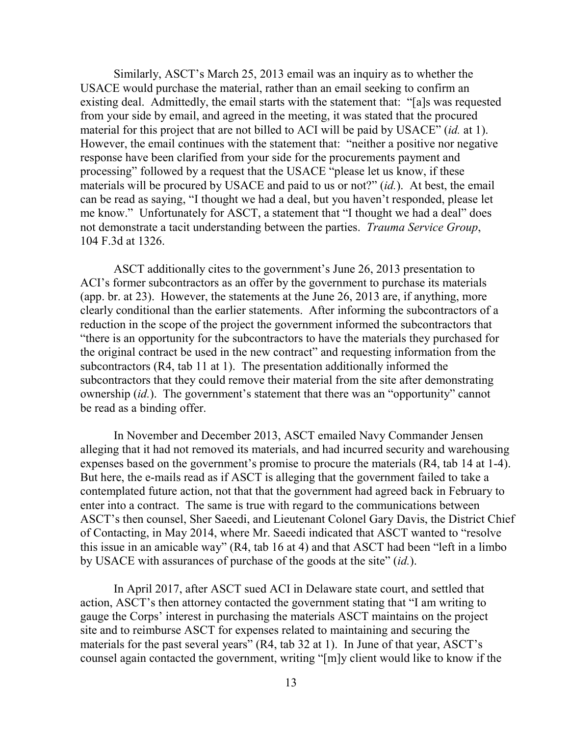Similarly, ASCT's March 25, 2013 email was an inquiry as to whether the USACE would purchase the material, rather than an email seeking to confirm an existing deal. Admittedly, the email starts with the statement that: "[a]s was requested from your side by email, and agreed in the meeting, it was stated that the procured material for this project that are not billed to ACI will be paid by USACE" (*id.* at 1). However, the email continues with the statement that: "neither a positive nor negative response have been clarified from your side for the procurements payment and processing" followed by a request that the USACE "please let us know, if these materials will be procured by USACE and paid to us or not?" (*id.*). At best, the email can be read as saying, "I thought we had a deal, but you haven't responded, please let me know." Unfortunately for ASCT, a statement that "I thought we had a deal" does not demonstrate a tacit understanding between the parties. *Trauma Service Group*, 104 F.3d at 1326.

ASCT additionally cites to the government's June 26, 2013 presentation to ACI's former subcontractors as an offer by the government to purchase its materials (app. br. at 23). However, the statements at the June 26, 2013 are, if anything, more clearly conditional than the earlier statements. After informing the subcontractors of a reduction in the scope of the project the government informed the subcontractors that "there is an opportunity for the subcontractors to have the materials they purchased for the original contract be used in the new contract" and requesting information from the subcontractors (R4, tab 11 at 1). The presentation additionally informed the subcontractors that they could remove their material from the site after demonstrating ownership (*id.*). The government's statement that there was an "opportunity" cannot be read as a binding offer.

In November and December 2013, ASCT emailed Navy Commander Jensen alleging that it had not removed its materials, and had incurred security and warehousing expenses based on the government's promise to procure the materials (R4, tab 14 at 1-4). But here, the e-mails read as if ASCT is alleging that the government failed to take a contemplated future action, not that that the government had agreed back in February to enter into a contract. The same is true with regard to the communications between ASCT's then counsel, Sher Saeedi, and Lieutenant Colonel Gary Davis, the District Chief of Contacting, in May 2014, where Mr. Saeedi indicated that ASCT wanted to "resolve this issue in an amicable way" (R4, tab 16 at 4) and that ASCT had been "left in a limbo by USACE with assurances of purchase of the goods at the site" (*id.*).

In April 2017, after ASCT sued ACI in Delaware state court, and settled that action, ASCT's then attorney contacted the government stating that "I am writing to gauge the Corps' interest in purchasing the materials ASCT maintains on the project site and to reimburse ASCT for expenses related to maintaining and securing the materials for the past several years" (R4, tab 32 at 1). In June of that year, ASCT's counsel again contacted the government, writing "[m]y client would like to know if the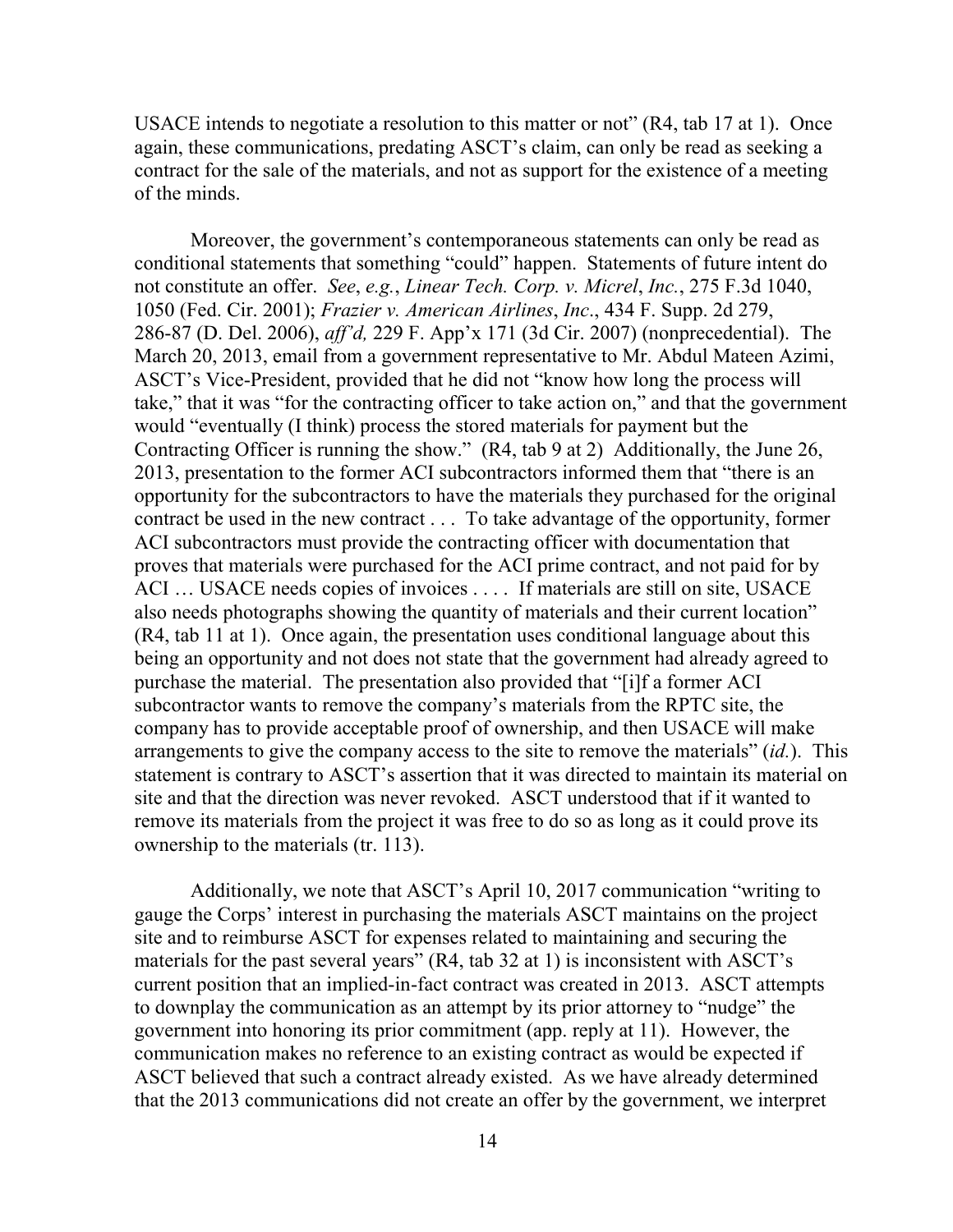USACE intends to negotiate a resolution to this matter or not" (R4, tab 17 at 1). Once again, these communications, predating ASCT's claim, can only be read as seeking a contract for the sale of the materials, and not as support for the existence of a meeting of the minds.

Moreover, the government's contemporaneous statements can only be read as conditional statements that something "could" happen. Statements of future intent do not constitute an offer. *See*, *e.g.*, *Linear Tech. Corp. v. Micrel*, *Inc.*, 275 F.3d 1040, 1050 (Fed. Cir. 2001); *Frazier v. American Airlines*, *Inc*., 434 F. Supp. 2d 279, 286-87 (D. Del. 2006), *aff'd,* 229 F. App'x 171 (3d Cir. 2007) (nonprecedential). The March 20, 2013, email from a government representative to Mr. Abdul Mateen Azimi, ASCT's Vice-President, provided that he did not "know how long the process will take," that it was "for the contracting officer to take action on," and that the government would "eventually (I think) process the stored materials for payment but the Contracting Officer is running the show." (R4, tab 9 at 2) Additionally, the June 26, 2013, presentation to the former ACI subcontractors informed them that "there is an opportunity for the subcontractors to have the materials they purchased for the original contract be used in the new contract . . . To take advantage of the opportunity, former ACI subcontractors must provide the contracting officer with documentation that proves that materials were purchased for the ACI prime contract, and not paid for by ACI … USACE needs copies of invoices . . . . If materials are still on site, USACE also needs photographs showing the quantity of materials and their current location" (R4, tab 11 at 1). Once again, the presentation uses conditional language about this being an opportunity and not does not state that the government had already agreed to purchase the material. The presentation also provided that "[i]f a former ACI subcontractor wants to remove the company's materials from the RPTC site, the company has to provide acceptable proof of ownership, and then USACE will make arrangements to give the company access to the site to remove the materials" (*id.*). This statement is contrary to ASCT's assertion that it was directed to maintain its material on site and that the direction was never revoked. ASCT understood that if it wanted to remove its materials from the project it was free to do so as long as it could prove its ownership to the materials (tr. 113).

Additionally, we note that ASCT's April 10, 2017 communication "writing to gauge the Corps' interest in purchasing the materials ASCT maintains on the project site and to reimburse ASCT for expenses related to maintaining and securing the materials for the past several years" (R4, tab 32 at 1) is inconsistent with ASCT's current position that an implied-in-fact contract was created in 2013. ASCT attempts to downplay the communication as an attempt by its prior attorney to "nudge" the government into honoring its prior commitment (app. reply at 11). However, the communication makes no reference to an existing contract as would be expected if ASCT believed that such a contract already existed. As we have already determined that the 2013 communications did not create an offer by the government, we interpret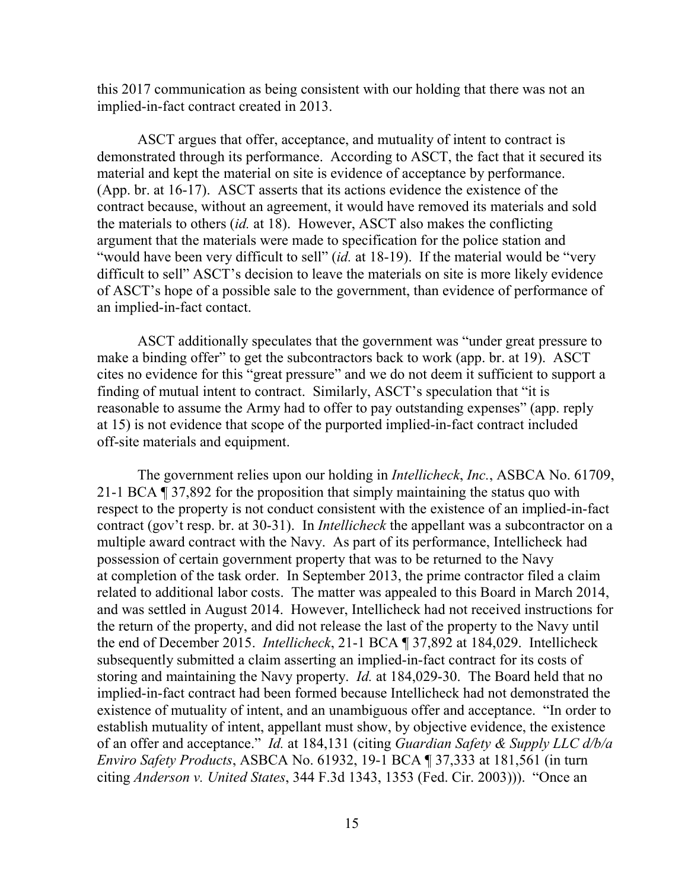this 2017 communication as being consistent with our holding that there was not an implied-in-fact contract created in 2013.

ASCT argues that offer, acceptance, and mutuality of intent to contract is demonstrated through its performance. According to ASCT, the fact that it secured its material and kept the material on site is evidence of acceptance by performance. (App. br. at 16-17). ASCT asserts that its actions evidence the existence of the contract because, without an agreement, it would have removed its materials and sold the materials to others (*id.* at 18). However, ASCT also makes the conflicting argument that the materials were made to specification for the police station and "would have been very difficult to sell" (*id.* at 18-19). If the material would be "very difficult to sell" ASCT's decision to leave the materials on site is more likely evidence of ASCT's hope of a possible sale to the government, than evidence of performance of an implied-in-fact contact.

ASCT additionally speculates that the government was "under great pressure to make a binding offer" to get the subcontractors back to work (app. br. at 19). ASCT cites no evidence for this "great pressure" and we do not deem it sufficient to support a finding of mutual intent to contract. Similarly, ASCT's speculation that "it is reasonable to assume the Army had to offer to pay outstanding expenses" (app. reply at 15) is not evidence that scope of the purported implied-in-fact contract included off-site materials and equipment.

The government relies upon our holding in *Intellicheck*, *Inc.*, ASBCA No. 61709, 21-1 BCA ¶ 37,892 for the proposition that simply maintaining the status quo with respect to the property is not conduct consistent with the existence of an implied-in-fact contract (gov't resp. br. at 30-31). In *Intellicheck* the appellant was a subcontractor on a multiple award contract with the Navy. As part of its performance, Intellicheck had possession of certain government property that was to be returned to the Navy at completion of the task order. In September 2013, the prime contractor filed a claim related to additional labor costs. The matter was appealed to this Board in March 2014, and was settled in August 2014. However, Intellicheck had not received instructions for the return of the property, and did not release the last of the property to the Navy until the end of December 2015. *Intellicheck*, 21-1 BCA ¶ 37,892 at 184,029. Intellicheck subsequently submitted a claim asserting an implied-in-fact contract for its costs of storing and maintaining the Navy property. *Id.* at 184,029-30. The Board held that no implied-in-fact contract had been formed because Intellicheck had not demonstrated the existence of mutuality of intent, and an unambiguous offer and acceptance. "In order to establish mutuality of intent, appellant must show, by objective evidence, the existence of an offer and acceptance." *Id.* at 184,131 (citing *Guardian Safety & Supply LLC d/b/a Enviro Safety Products*, ASBCA No. 61932, 19-1 BCA ¶ 37,333 at 181,561 (in turn citing *Anderson v. United States*, 344 F.3d 1343, 1353 (Fed. Cir. 2003))). "Once an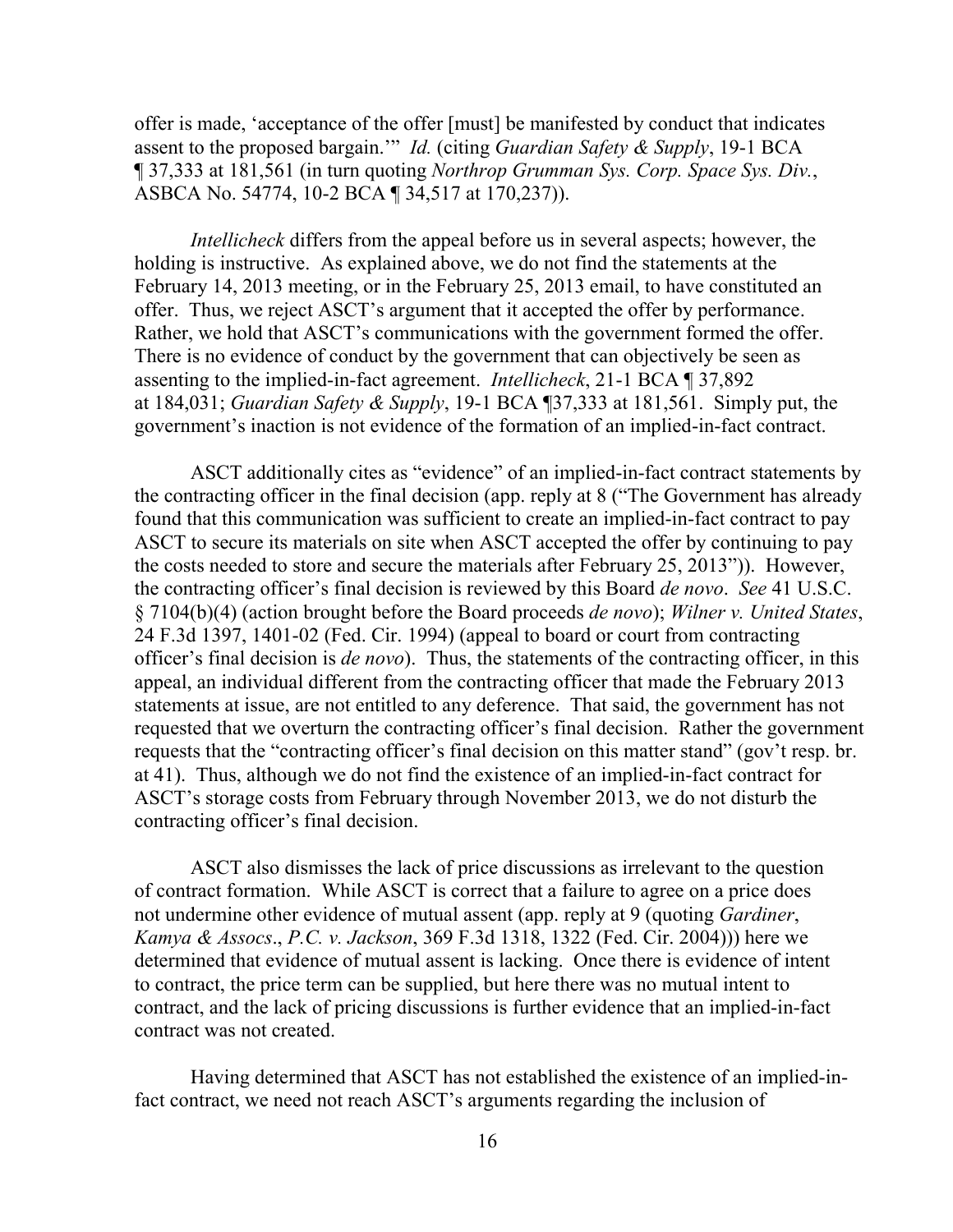offer is made, 'acceptance of the offer [must] be manifested by conduct that indicates assent to the proposed bargain.'" *Id.* (citing *Guardian Safety & Supply*, 19-1 BCA ¶ 37,333 at 181,561 (in turn quoting *Northrop Grumman Sys. Corp. Space Sys. Div.*, ASBCA No. 54774, 10-2 BCA ¶ 34,517 at 170,237)).

*Intellicheck* differs from the appeal before us in several aspects; however, the holding is instructive. As explained above, we do not find the statements at the February 14, 2013 meeting, or in the February 25, 2013 email, to have constituted an offer. Thus, we reject ASCT's argument that it accepted the offer by performance. Rather, we hold that ASCT's communications with the government formed the offer. There is no evidence of conduct by the government that can objectively be seen as assenting to the implied-in-fact agreement. *Intellicheck*, 21-1 BCA ¶ 37,892 at 184,031; *Guardian Safety & Supply*, 19-1 BCA ¶37,333 at 181,561. Simply put, the government's inaction is not evidence of the formation of an implied-in-fact contract.

ASCT additionally cites as "evidence" of an implied-in-fact contract statements by the contracting officer in the final decision (app. reply at 8 ("The Government has already found that this communication was sufficient to create an implied-in-fact contract to pay ASCT to secure its materials on site when ASCT accepted the offer by continuing to pay the costs needed to store and secure the materials after February 25, 2013")). However, the contracting officer's final decision is reviewed by this Board *de novo*. *See* 41 U.S.C. § 7104(b)(4) (action brought before the Board proceeds *de novo*); *Wilner v. United States*, 24 F.3d 1397, 1401-02 (Fed. Cir. 1994) (appeal to board or court from contracting officer's final decision is *de novo*). Thus, the statements of the contracting officer, in this appeal, an individual different from the contracting officer that made the February 2013 statements at issue, are not entitled to any deference. That said, the government has not requested that we overturn the contracting officer's final decision. Rather the government requests that the "contracting officer's final decision on this matter stand" (gov't resp. br. at 41). Thus, although we do not find the existence of an implied-in-fact contract for ASCT's storage costs from February through November 2013, we do not disturb the contracting officer's final decision.

ASCT also dismisses the lack of price discussions as irrelevant to the question of contract formation. While ASCT is correct that a failure to agree on a price does not undermine other evidence of mutual assent (app. reply at 9 (quoting *Gardiner, Kamya & Assocs., P.C. v. Jackson*, 369 F.3d 1318, 1322 (Fed. Cir. 2004))) here we determined that evidence of mutual assent is lacking. Once there is evidence of intent to contract, the price term can be supplied, but here there was no mutual intent to contract, and the lack of pricing discussions is further evidence that an implied-in-fact contract was not created.

Having determined that ASCT has not established the existence of an implied-in-fact contract, we need not reach ASCT's arguments regarding the inclusion of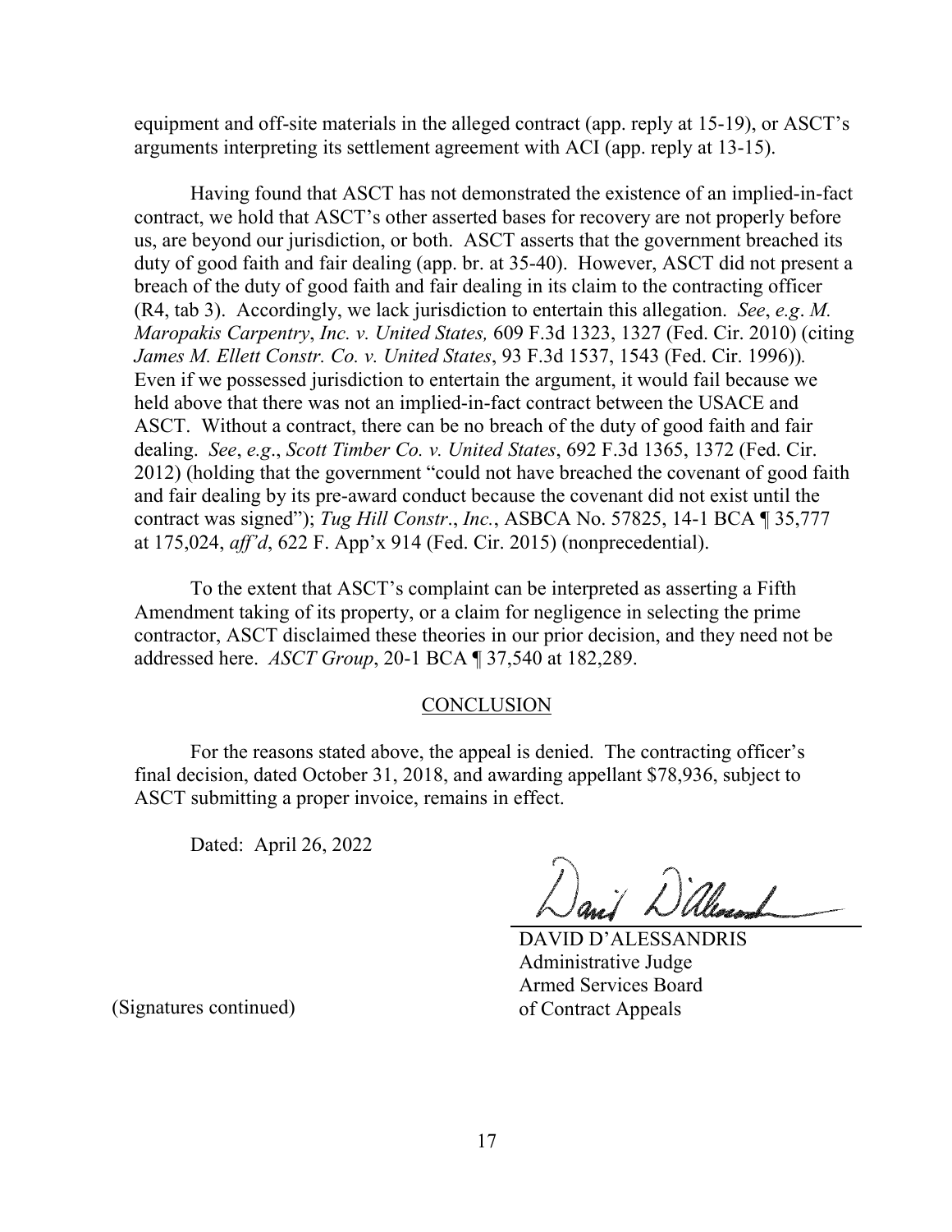equipment and off-site materials in the alleged contract (app. reply at 15-19), or ASCT's arguments interpreting its settlement agreement with ACI (app. reply at 13-15).

Having found that ASCT has not demonstrated the existence of an implied-in-fact contract, we hold that ASCT's other asserted bases for recovery are not properly before us, are beyond our jurisdiction, or both. ASCT asserts that the government breached its duty of good faith and fair dealing (app. br. at 35-40). However, ASCT did not present a breach of the duty of good faith and fair dealing in its claim to the contracting officer (R4, tab 3). Accordingly, we lack jurisdiction to entertain this allegation. *See*, *e.g*. *M. Maropakis Carpentry*, *Inc. v. United States,* 609 F.3d 1323, 1327 (Fed. Cir. 2010) (citing *James M. Ellett Constr. Co. v. United States*, 93 F.3d 1537, 1543 (Fed. Cir. 1996)). Even if we possessed jurisdiction to entertain the argument, it would fail because we held above that there was not an implied-in-fact contract between the USACE and ASCT. Without a contract, there can be no breach of the duty of good faith and fair dealing. *See*, *e.g*., *Scott Timber Co. v. United States*, 692 F.3d 1365, 1372 (Fed. Cir. 2012) (holding that the government "could not have breached the covenant of good faith and fair dealing by its pre-award conduct because the covenant did not exist until the contract was signed"); *Tug Hill Constr*., *Inc.*, ASBCA No. 57825, 14-1 BCA ¶ 35,777 at 175,024, *aff'd*, 622 F. App'x 914 (Fed. Cir. 2015) (nonprecedential).

To the extent that ASCT's complaint can be interpreted as asserting a Fifth Amendment taking of its property, or a claim for negligence in selecting the prime contractor, ASCT disclaimed these theories in our prior decision, and they need not be addressed here. *ASCT Group*, 20-1 BCA ¶ 37,540 at 182,289.

## CONCLUSION

For the reasons stated above, the appeal is denied. The contracting officer's final decision, dated October 31, 2018, and awarding appellant $78,936, subject to ASCT submitting a proper invoice, remains in effect.

Dated: April 26, 2022

DAVID D'ALESSANDRIS
Administrative Judge
Armed Services Board
of Contract Appeals

(Signatures continued)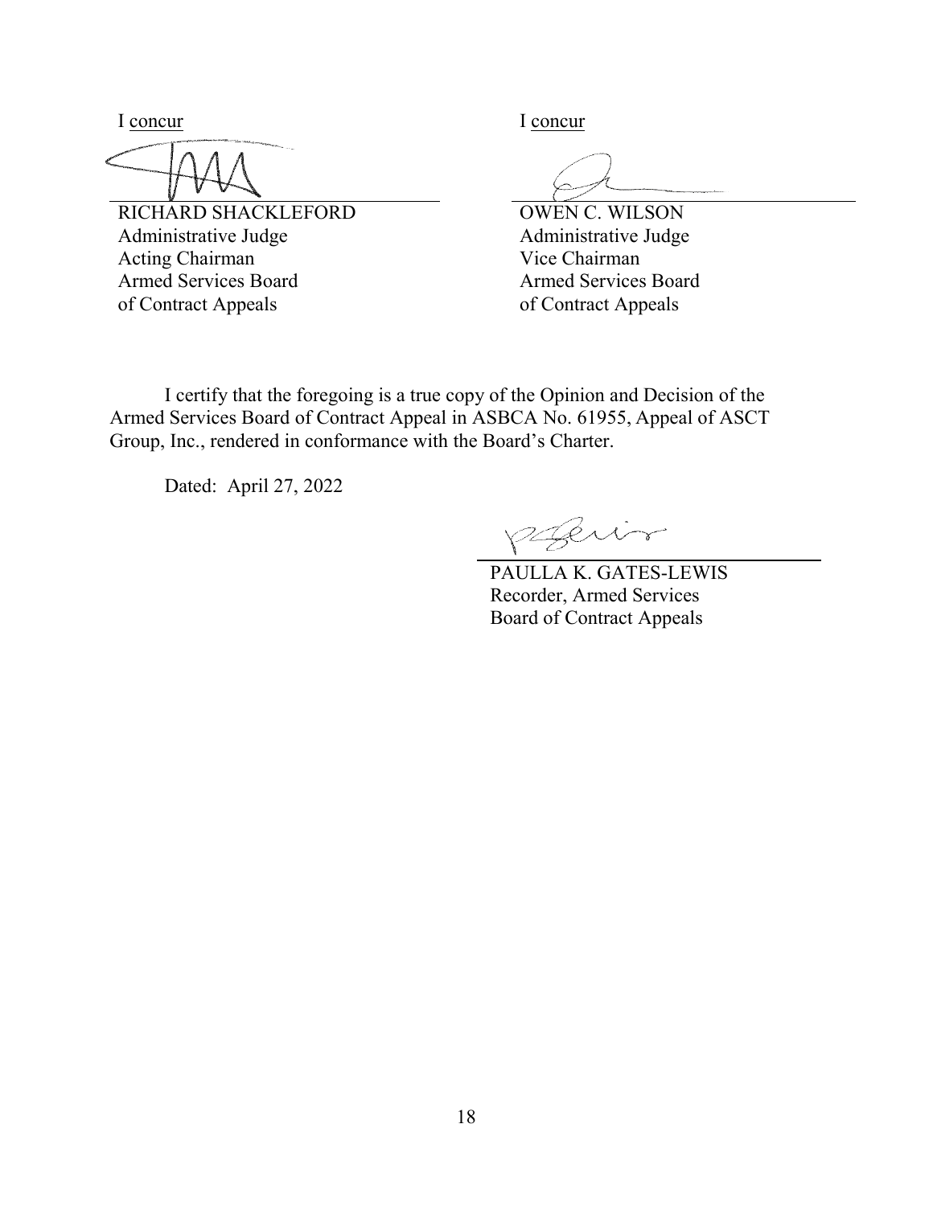I concur

RICHARD SHACKLEFORD
Administrative Judge
Acting Chairman
Armed Services Board
of Contract Appeals

I concur

OWEN C. WILSON
Administrative Judge
Vice Chairman
Armed Services Board
of Contract Appeals

I certify that the foregoing is a true copy of the Opinion and Decision of the Armed Services Board of Contract Appeal in ASBCA No. 61955, Appeal of ASCT Group, Inc., rendered in conformance with the Board's Charter.

Dated: April 27, 2022

PAULLA K. GATES-LEWIS
Recorder, Armed Services
Board of Contract Appeals